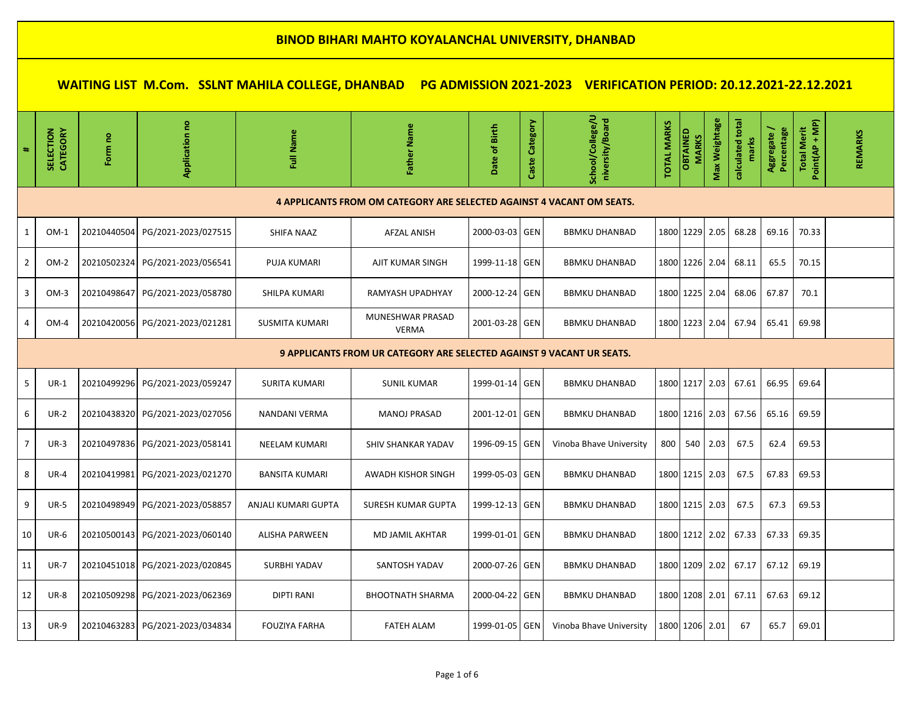# BINOD BIHARI MAHTO KOYALANCHAL UNIVERSITY, DHANBAD

## WAITING LIST M.Com. SSLNT MAHILA COLLEGE, DHANBAD PG ADMISSION 2021-2023 VERIFICATION PERIOD: 20.12.2021-22.12.2021

| # | SELECTION CATEGORY | Form no | Application no | Full Name | Father Name | Date of Birth | Caste Category | School/College/University/Board | TOTAL MARKS | OBTAINED MARKS | Max Weightage | calculated total marks | Aggregate / Percentage | Total Merit Point(AP + MP) | REMARKS |
|---|---|---|---|---|---|---|---|---|---|---|---|---|---|---|---|
| **4 APPLICANTS FROM OM CATEGORY ARE SELECTED AGAINST 4 VACANT OM SEATS.** | | | | | | | | | | | | | | | |
| 1 | OM-1 | 20210440504 | PG/2021-2023/027515 | SHIFA NAAZ | AFZAL ANISH | 2000-03-03 | GEN | BBMKU DHANBAD | 1800 | 1229 | 2.05 | 68.28 | 69.16 | 70.33 | |
| 2 | OM-2 | 20210502324 | PG/2021-2023/056541 | PUJA KUMARI | AJIT KUMAR SINGH | 1999-11-18 | GEN | BBMKU DHANBAD | 1800 | 1226 | 2.04 | 68.11 | 65.5 | 70.15 | |
| 3 | OM-3 | 20210498647 | PG/2021-2023/058780 | SHILPA KUMARI | RAMYASH UPADHYAY | 2000-12-24 | GEN | BBMKU DHANBAD | 1800 | 1225 | 2.04 | 68.06 | 67.87 | 70.1 | |
| 4 | OM-4 | 20210420056 | PG/2021-2023/021281 | SUSMITA KUMARI | MUNESHWAR PRASAD VERMA | 2001-03-28 | GEN | BBMKU DHANBAD | 1800 | 1223 | 2.04 | 67.94 | 65.41 | 69.98 | |
| **9 APPLICANTS FROM UR CATEGORY ARE SELECTED AGAINST 9 VACANT UR SEATS.** | | | | | | | | | | | | | | | |
| 5 | UR-1 | 20210499296 | PG/2021-2023/059247 | SURITA KUMARI | SUNIL KUMAR | 1999-01-14 | GEN | BBMKU DHANBAD | 1800 | 1217 | 2.03 | 67.61 | 66.95 | 69.64 | |
| 6 | UR-2 | 20210438320 | PG/2021-2023/027056 | NANDANI VERMA | MANOJ PRASAD | 2001-12-01 | GEN | BBMKU DHANBAD | 1800 | 1216 | 2.03 | 67.56 | 65.16 | 69.59 | |
| 7 | UR-3 | 20210497836 | PG/2021-2023/058141 | NEELAM KUMARI | SHIV SHANKAR YADAV | 1996-09-15 | GEN | Vinoba Bhave University | 800 | 540 | 2.03 | 67.5 | 62.4 | 69.53 | |
| 8 | UR-4 | 20210419981 | PG/2021-2023/021270 | BANSITA KUMARI | AWADH KISHOR SINGH | 1999-05-03 | GEN | BBMKU DHANBAD | 1800 | 1215 | 2.03 | 67.5 | 67.83 | 69.53 | |
| 9 | UR-5 | 20210498949 | PG/2021-2023/058857 | ANJALI KUMARI GUPTA | SURESH KUMAR GUPTA | 1999-12-13 | GEN | BBMKU DHANBAD | 1800 | 1215 | 2.03 | 67.5 | 67.3 | 69.53 | |
| 10 | UR-6 | 20210500143 | PG/2021-2023/060140 | ALISHA PARWEEN | MD JAMIL AKHTAR | 1999-01-01 | GEN | BBMKU DHANBAD | 1800 | 1212 | 2.02 | 67.33 | 67.33 | 69.35 | |
| 11 | UR-7 | 20210451018 | PG/2021-2023/020845 | SURBHI YADAV | SANTOSH YADAV | 2000-07-26 | GEN | BBMKU DHANBAD | 1800 | 1209 | 2.02 | 67.17 | 67.12 | 69.19 | |
| 12 | UR-8 | 20210509298 | PG/2021-2023/062369 | DIPTI RANI | BHOOTNATH SHARMA | 2000-04-22 | GEN | BBMKU DHANBAD | 1800 | 1208 | 2.01 | 67.11 | 67.63 | 69.12 | |
| 13 | UR-9 | 20210463283 | PG/2021-2023/034834 | FOUZIYA FARHA | FATEH ALAM | 1999-01-05 | GEN | Vinoba Bhave University | 1800 | 1206 | 2.01 | 67 | 65.7 | 69.01 | |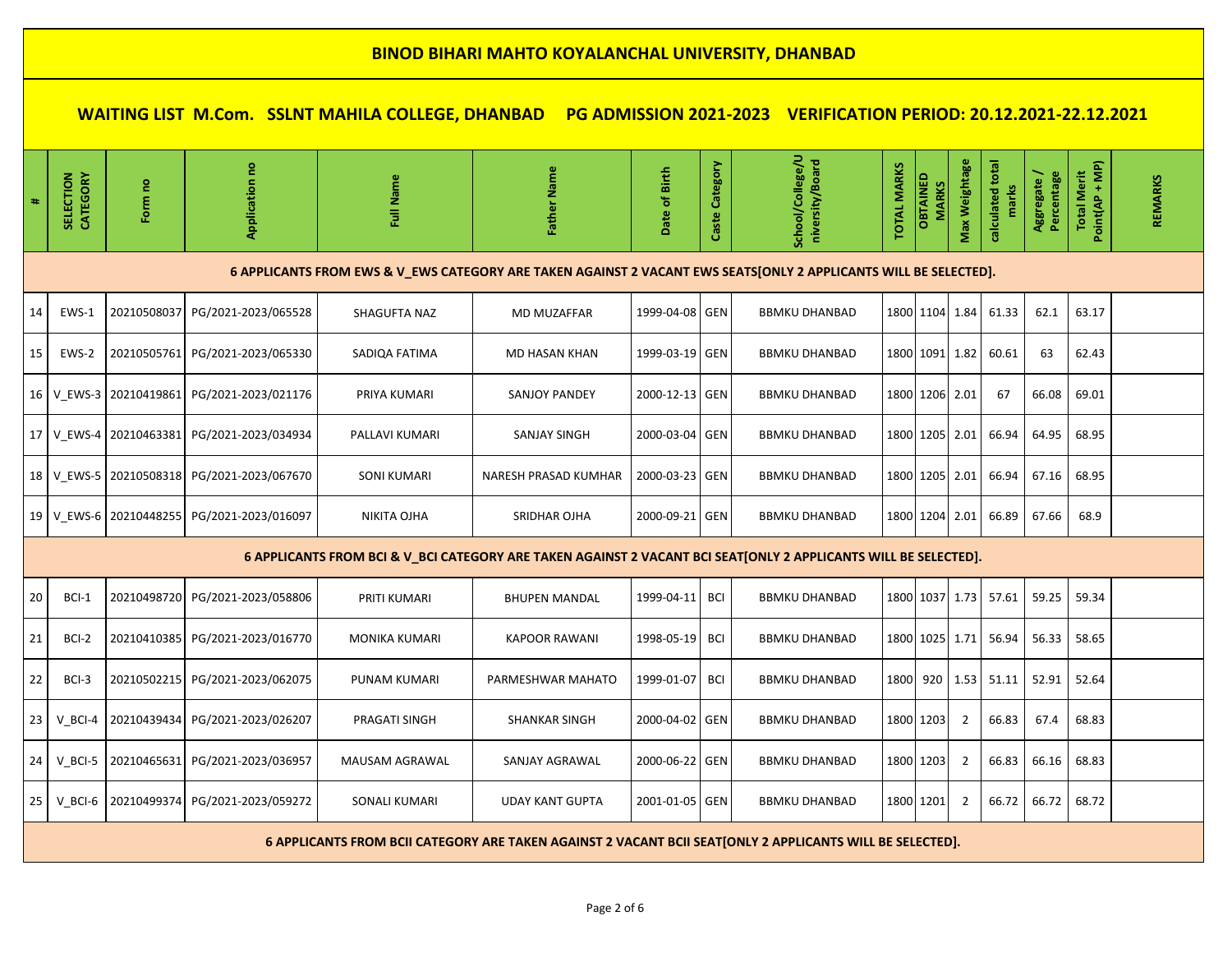# BINOD BIHARI MAHTO KOYALANCHAL UNIVERSITY, DHANBAD

## WAITING LIST M.Com. SSLNT MAHILA COLLEGE, DHANBAD PG ADMISSION 2021-2023 VERIFICATION PERIOD: 20.12.2021-22.12.2021

| # | SELECTION CATEGORY | Form no | Application no | Full Name | Father Name | Date of Birth | Caste Category | School/College/University/Board | TOTAL MARKS | OBTAINED MARKS | Max Weightage | calculated total marks | Aggregate / Percentage | Total Merit Point(AP + MP) | REMARKS |
|---|---|---|---|---|---|---|---|---|---|---|---|---|---|---|---|
| **6 APPLICANTS FROM EWS & V_EWS CATEGORY ARE TAKEN AGAINST 2 VACANT EWS SEATS[ONLY 2 APPLICANTS WILL BE SELECTED].** | | | | | | | | | | | | | | | |
| 14 | EWS-1 | 20210508037 | PG/2021-2023/065528 | SHAGUFTA NAZ | MD MUZAFFAR | 1999-04-08 | GEN | BBMKU DHANBAD | 1800 | 1104 | 1.84 | 61.33 | 62.1 | 63.17 | |
| 15 | EWS-2 | 20210505761 | PG/2021-2023/065330 | SADIQA FATIMA | MD HASAN KHAN | 1999-03-19 | GEN | BBMKU DHANBAD | 1800 | 1091 | 1.82 | 60.61 | 63 | 62.43 | |
| 16 | V_EWS-3 | 20210419861 | PG/2021-2023/021176 | PRIYA KUMARI | SANJOY PANDEY | 2000-12-13 | GEN | BBMKU DHANBAD | 1800 | 1206 | 2.01 | 67 | 66.08 | 69.01 | |
| 17 | V_EWS-4 | 20210463381 | PG/2021-2023/034934 | PALLAVI KUMARI | SANJAY SINGH | 2000-03-04 | GEN | BBMKU DHANBAD | 1800 | 1205 | 2.01 | 66.94 | 64.95 | 68.95 | |
| 18 | V_EWS-5 | 20210508318 | PG/2021-2023/067670 | SONI KUMARI | NARESH PRASAD KUMHAR | 2000-03-23 | GEN | BBMKU DHANBAD | 1800 | 1205 | 2.01 | 66.94 | 67.16 | 68.95 | |
| 19 | V_EWS-6 | 20210448255 | PG/2021-2023/016097 | NIKITA OJHA | SRIDHAR OJHA | 2000-09-21 | GEN | BBMKU DHANBAD | 1800 | 1204 | 2.01 | 66.89 | 67.66 | 68.9 | |
| **6 APPLICANTS FROM BCI & V_BCI CATEGORY ARE TAKEN AGAINST 2 VACANT BCI SEAT[ONLY 2 APPLICANTS WILL BE SELECTED].** | | | | | | | | | | | | | | | |
| 20 | BCI-1 | 20210498720 | PG/2021-2023/058806 | PRITI KUMARI | BHUPEN MANDAL | 1999-04-11 | BCI | BBMKU DHANBAD | 1800 | 1037 | 1.73 | 57.61 | 59.25 | 59.34 | |
| 21 | BCI-2 | 20210410385 | PG/2021-2023/016770 | MONIKA KUMARI | KAPOOR RAWANI | 1998-05-19 | BCI | BBMKU DHANBAD | 1800 | 1025 | 1.71 | 56.94 | 56.33 | 58.65 | |
| 22 | BCI-3 | 20210502215 | PG/2021-2023/062075 | PUNAM KUMARI | PARMESHWAR MAHATO | 1999-01-07 | BCI | BBMKU DHANBAD | 1800 | 920 | 1.53 | 51.11 | 52.91 | 52.64 | |
| 23 | V_BCI-4 | 20210439434 | PG/2021-2023/026207 | PRAGATI SINGH | SHANKAR SINGH | 2000-04-02 | GEN | BBMKU DHANBAD | 1800 | 1203 | 2 | 66.83 | 67.4 | 68.83 | |
| 24 | V_BCI-5 | 20210465631 | PG/2021-2023/036957 | MAUSAM AGRAWAL | SANJAY AGRAWAL | 2000-06-22 | GEN | BBMKU DHANBAD | 1800 | 1203 | 2 | 66.83 | 66.16 | 68.83 | |
| 25 | V_BCI-6 | 20210499374 | PG/2021-2023/059272 | SONALI KUMARI | UDAY KANT GUPTA | 2001-01-05 | GEN | BBMKU DHANBAD | 1800 | 1201 | 2 | 66.72 | 66.72 | 68.72 | |
| **6 APPLICANTS FROM BCII CATEGORY ARE TAKEN AGAINST 2 VACANT BCII SEAT[ONLY 2 APPLICANTS WILL BE SELECTED].** | | | | | | | | | | | | | | | |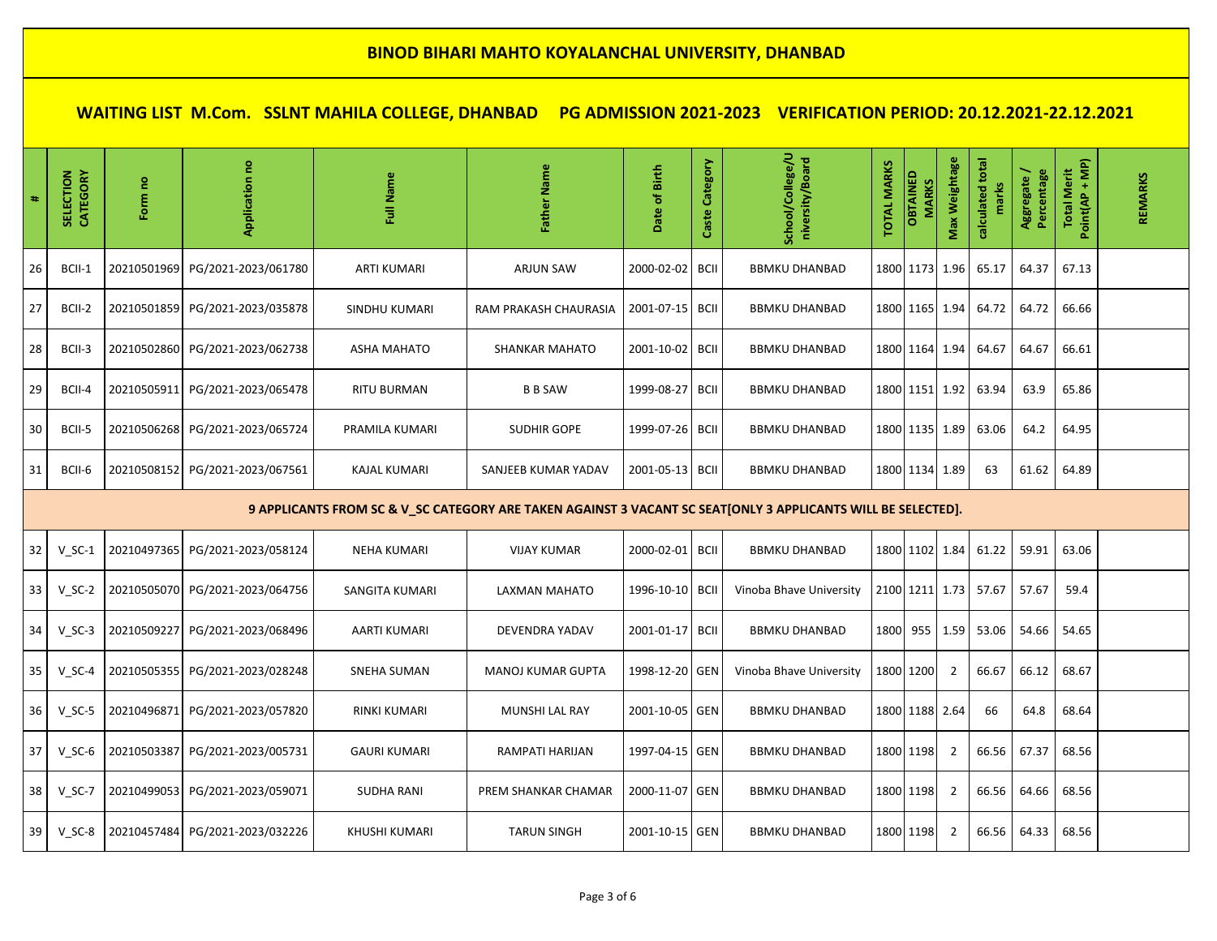# BINOD BIHARI MAHTO KOYALANCHAL UNIVERSITY, DHANBAD

## WAITING LIST M.Com. SSLNT MAHILA COLLEGE, DHANBAD PG ADMISSION 2021-2023 VERIFICATION PERIOD: 20.12.2021-22.12.2021

| # | SELECTION CATEGORY | Form no | Application no | Full Name | Father Name | Date of Birth | Caste Category | School/College/University/Board | TOTAL MARKS | OBTAINED MARKS | Max Weightage | calculated total marks | Aggregate / Percentage | Total Merit Point(AP + MP) | REMARKS |
|---|---|---|---|---|---|---|---|---|---|---|---|---|---|---|---|
| 26 | BCII-1 | 20210501969 | PG/2021-2023/061780 | ARTI KUMARI | ARJUN SAW | 2000-02-02 | BCII | BBMKU DHANBAD | 1800 | 1173 | 1.96 | 65.17 | 64.37 | 67.13 | |
| 27 | BCII-2 | 20210501859 | PG/2021-2023/035878 | SINDHU KUMARI | RAM PRAKASH CHAURASIA | 2001-07-15 | BCII | BBMKU DHANBAD | 1800 | 1165 | 1.94 | 64.72 | 64.72 | 66.66 | |
| 28 | BCII-3 | 20210502860 | PG/2021-2023/062738 | ASHA MAHATO | SHANKAR MAHATO | 2001-10-02 | BCII | BBMKU DHANBAD | 1800 | 1164 | 1.94 | 64.67 | 64.67 | 66.61 | |
| 29 | BCII-4 | 20210505911 | PG/2021-2023/065478 | RITU BURMAN | B B SAW | 1999-08-27 | BCII | BBMKU DHANBAD | 1800 | 1151 | 1.92 | 63.94 | 63.9 | 65.86 | |
| 30 | BCII-5 | 20210506268 | PG/2021-2023/065724 | PRAMILA KUMARI | SUDHIR GOPE | 1999-07-26 | BCII | BBMKU DHANBAD | 1800 | 1135 | 1.89 | 63.06 | 64.2 | 64.95 | |
| 31 | BCII-6 | 20210508152 | PG/2021-2023/067561 | KAJAL KUMARI | SANJEEB KUMAR YADAV | 2001-05-13 | BCII | BBMKU DHANBAD | 1800 | 1134 | 1.89 | 63 | 61.62 | 64.89 | |
| **9 APPLICANTS FROM SC & V_SC CATEGORY ARE TAKEN AGAINST 3 VACANT SC SEAT[ONLY 3 APPLICANTS WILL BE SELECTED].** | | | | | | | | | | | | | | | |
| 32 | V_SC-1 | 20210497365 | PG/2021-2023/058124 | NEHA KUMARI | VIJAY KUMAR | 2000-02-01 | BCII | BBMKU DHANBAD | 1800 | 1102 | 1.84 | 61.22 | 59.91 | 63.06 | |
| 33 | V_SC-2 | 20210505070 | PG/2021-2023/064756 | SANGITA KUMARI | LAXMAN MAHATO | 1996-10-10 | BCII | Vinoba Bhave University | 2100 | 1211 | 1.73 | 57.67 | 57.67 | 59.4 | |
| 34 | V_SC-3 | 20210509227 | PG/2021-2023/068496 | AARTI KUMARI | DEVENDRA YADAV | 2001-01-17 | BCII | BBMKU DHANBAD | 1800 | 955 | 1.59 | 53.06 | 54.66 | 54.65 | |
| 35 | V_SC-4 | 20210505355 | PG/2021-2023/028248 | SNEHA SUMAN | MANOJ KUMAR GUPTA | 1998-12-20 | GEN | Vinoba Bhave University | 1800 | 1200 | 2 | 66.67 | 66.12 | 68.67 | |
| 36 | V_SC-5 | 20210496871 | PG/2021-2023/057820 | RINKI KUMARI | MUNSHI LAL RAY | 2001-10-05 | GEN | BBMKU DHANBAD | 1800 | 1188 | 2.64 | 66 | 64.8 | 68.64 | |
| 37 | V_SC-6 | 20210503387 | PG/2021-2023/005731 | GAURI KUMARI | RAMPATI HARIJAN | 1997-04-15 | GEN | BBMKU DHANBAD | 1800 | 1198 | 2 | 66.56 | 67.37 | 68.56 | |
| 38 | V_SC-7 | 20210499053 | PG/2021-2023/059071 | SUDHA RANI | PREM SHANKAR CHAMAR | 2000-11-07 | GEN | BBMKU DHANBAD | 1800 | 1198 | 2 | 66.56 | 64.66 | 68.56 | |
| 39 | V_SC-8 | 20210457484 | PG/2021-2023/032226 | KHUSHI KUMARI | TARUN SINGH | 2001-10-15 | GEN | BBMKU DHANBAD | 1800 | 1198 | 2 | 66.56 | 64.33 | 68.56 | |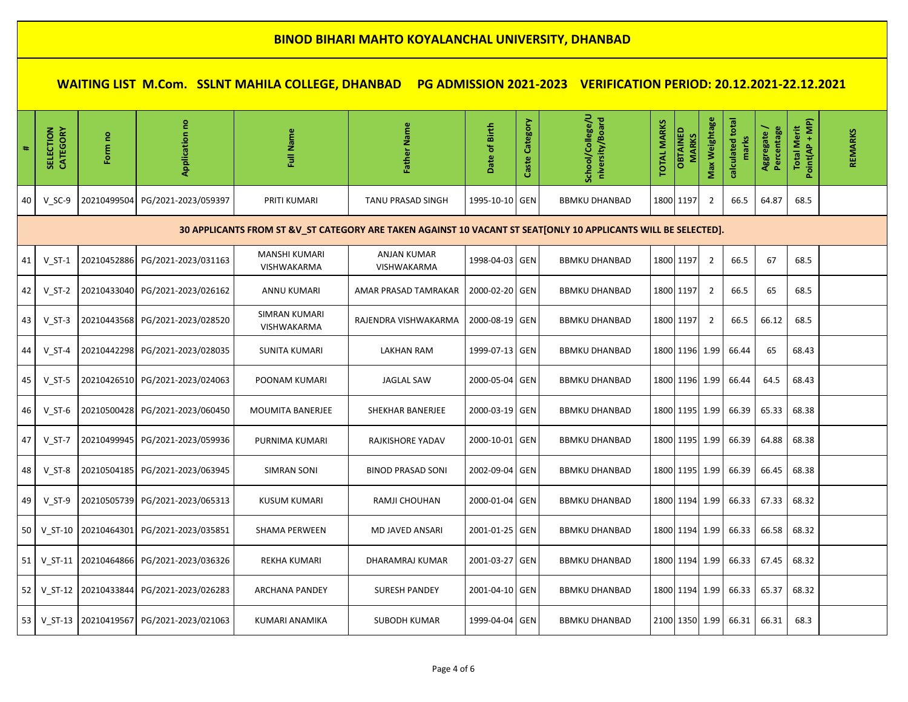# BINOD BIHARI MAHTO KOYALANCHAL UNIVERSITY, DHANBAD

## WAITING LIST M.Com. SSLNT MAHILA COLLEGE, DHANBAD PG ADMISSION 2021-2023 VERIFICATION PERIOD: 20.12.2021-22.12.2021

| # | SELECTION CATEGORY | Form no | Application no | Full Name | Father Name | Date of Birth | Caste Category | School/College/University/Board | TOTAL MARKS | OBTAINED MARKS | Max Weightage | calculated total marks | Aggregate / Percentage | Total Merit Point(AP + MP) | REMARKS |
|---|---|---|---|---|---|---|---|---|---|---|---|---|---|---|---|
| 40 | V_SC-9 | 20210499504 | PG/2021-2023/059397 | PRITI KUMARI | TANU PRASAD SINGH | 1995-10-10 | GEN | BBMKU DHANBAD | 1800 | 1197 | 2 | 66.5 | 64.87 | 68.5 | |
| 30 APPLICANTS FROM ST &V_ST CATEGORY ARE TAKEN AGAINST 10 VACANT ST SEAT[ONLY 10 APPLICANTS WILL BE SELECTED]. | | | | | | | | | | | | | | | |
| 41 | V_ST-1 | 20210452886 | PG/2021-2023/031163 | MANSHI KUMARI VISHWAKARMA | ANJAN KUMAR VISHWAKARMA | 1998-04-03 | GEN | BBMKU DHANBAD | 1800 | 1197 | 2 | 66.5 | 67 | 68.5 | |
| 42 | V_ST-2 | 20210433040 | PG/2021-2023/026162 | ANNU KUMARI | AMAR PRASAD TAMRAKAR | 2000-02-20 | GEN | BBMKU DHANBAD | 1800 | 1197 | 2 | 66.5 | 65 | 68.5 | |
| 43 | V_ST-3 | 20210443568 | PG/2021-2023/028520 | SIMRAN KUMARI VISHWAKARMA | RAJENDRA VISHWAKARMA | 2000-08-19 | GEN | BBMKU DHANBAD | 1800 | 1197 | 2 | 66.5 | 66.12 | 68.5 | |
| 44 | V_ST-4 | 20210442298 | PG/2021-2023/028035 | SUNITA KUMARI | LAKHAN RAM | 1999-07-13 | GEN | BBMKU DHANBAD | 1800 | 1196 | 1.99 | 66.44 | 65 | 68.43 | |
| 45 | V_ST-5 | 20210426510 | PG/2021-2023/024063 | POONAM KUMARI | JAGLAL SAW | 2000-05-04 | GEN | BBMKU DHANBAD | 1800 | 1196 | 1.99 | 66.44 | 64.5 | 68.43 | |
| 46 | V_ST-6 | 20210500428 | PG/2021-2023/060450 | MOUMITA BANERJEE | SHEKHAR BANERJEE | 2000-03-19 | GEN | BBMKU DHANBAD | 1800 | 1195 | 1.99 | 66.39 | 65.33 | 68.38 | |
| 47 | V_ST-7 | 20210499945 | PG/2021-2023/059936 | PURNIMA KUMARI | RAJKISHORE YADAV | 2000-10-01 | GEN | BBMKU DHANBAD | 1800 | 1195 | 1.99 | 66.39 | 64.88 | 68.38 | |
| 48 | V_ST-8 | 20210504185 | PG/2021-2023/063945 | SIMRAN SONI | BINOD PRASAD SONI | 2002-09-04 | GEN | BBMKU DHANBAD | 1800 | 1195 | 1.99 | 66.39 | 66.45 | 68.38 | |
| 49 | V_ST-9 | 20210505739 | PG/2021-2023/065313 | KUSUM KUMARI | RAMJI CHOUHAN | 2000-01-04 | GEN | BBMKU DHANBAD | 1800 | 1194 | 1.99 | 66.33 | 67.33 | 68.32 | |
| 50 | V_ST-10 | 20210464301 | PG/2021-2023/035851 | SHAMA PERWEEN | MD JAVED ANSARI | 2001-01-25 | GEN | BBMKU DHANBAD | 1800 | 1194 | 1.99 | 66.33 | 66.58 | 68.32 | |
| 51 | V_ST-11 | 20210464866 | PG/2021-2023/036326 | REKHA KUMARI | DHARAMRAJ KUMAR | 2001-03-27 | GEN | BBMKU DHANBAD | 1800 | 1194 | 1.99 | 66.33 | 67.45 | 68.32 | |
| 52 | V_ST-12 | 20210433844 | PG/2021-2023/026283 | ARCHANA PANDEY | SURESH PANDEY | 2001-04-10 | GEN | BBMKU DHANBAD | 1800 | 1194 | 1.99 | 66.33 | 65.37 | 68.32 | |
| 53 | V_ST-13 | 20210419567 | PG/2021-2023/021063 | KUMARI ANAMIKA | SUBODH KUMAR | 1999-04-04 | GEN | BBMKU DHANBAD | 2100 | 1350 | 1.99 | 66.31 | 66.31 | 68.3 | |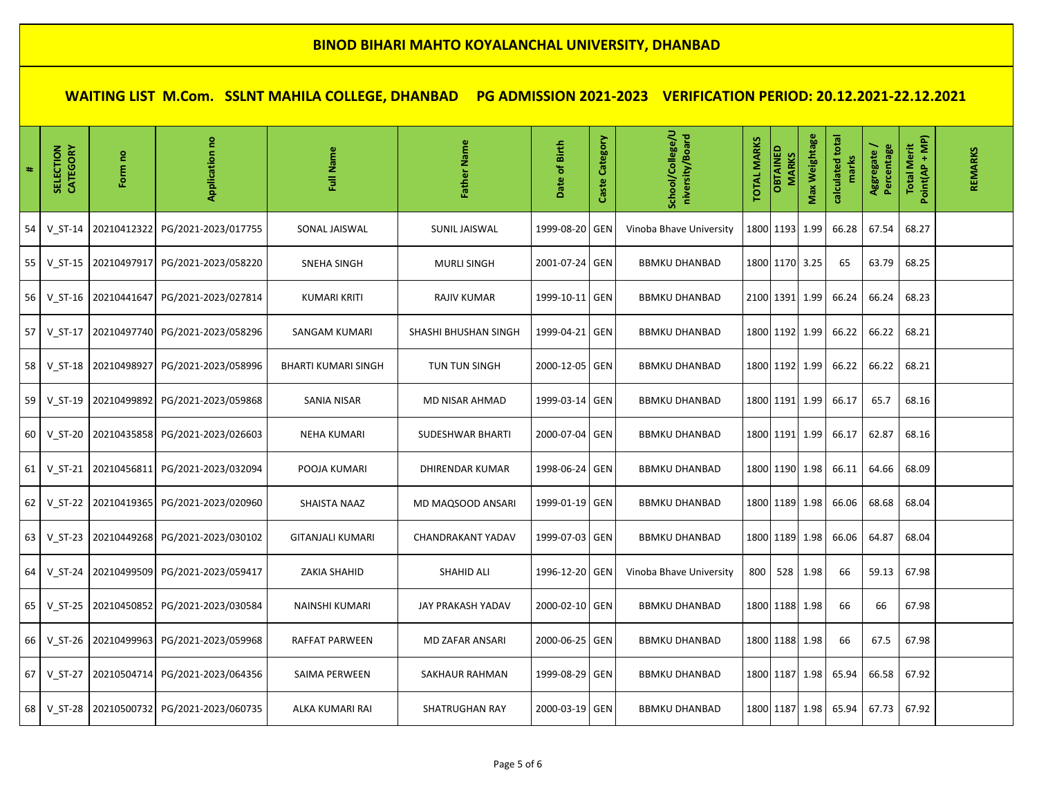# BINOD BIHARI MAHTO KOYALANCHAL UNIVERSITY, DHANBAD

## WAITING LIST M.Com. SSLNT MAHILA COLLEGE, DHANBAD PG ADMISSION 2021-2023 VERIFICATION PERIOD: 20.12.2021-22.12.2021

| # | SELECTION CATEGORY | Form no | Application no | Full Name | Father Name | Date of Birth | Caste Category | School/College/University/Board | TOTAL MARKS | OBTAINED MARKS | Max Weightage | calculated total marks | Aggregate / Percentage | Total Merit Point(AP + MP) | REMARKS |
|---|---|---|---|---|---|---|---|---|---|---|---|---|---|---|---|
| 54 | V_ST-14 | 20210412322 | PG/2021-2023/017755 | SONAL JAISWAL | SUNIL JAISWAL | 1999-08-20 | GEN | Vinoba Bhave University | 1800 | 1193 | 1.99 | 66.28 | 67.54 | 68.27 | |
| 55 | V_ST-15 | 20210497917 | PG/2021-2023/058220 | SNEHA SINGH | MURLI SINGH | 2001-07-24 | GEN | BBMKU DHANBAD | 1800 | 1170 | 3.25 | 65 | 63.79 | 68.25 | |
| 56 | V_ST-16 | 20210441647 | PG/2021-2023/027814 | KUMARI KRITI | RAJIV KUMAR | 1999-10-11 | GEN | BBMKU DHANBAD | 2100 | 1391 | 1.99 | 66.24 | 66.24 | 68.23 | |
| 57 | V_ST-17 | 20210497740 | PG/2021-2023/058296 | SANGAM KUMARI | SHASHI BHUSHAN SINGH | 1999-04-21 | GEN | BBMKU DHANBAD | 1800 | 1192 | 1.99 | 66.22 | 66.22 | 68.21 | |
| 58 | V_ST-18 | 20210498927 | PG/2021-2023/058996 | BHARTI KUMARI SINGH | TUN TUN SINGH | 2000-12-05 | GEN | BBMKU DHANBAD | 1800 | 1192 | 1.99 | 66.22 | 66.22 | 68.21 | |
| 59 | V_ST-19 | 20210499892 | PG/2021-2023/059868 | SANIA NISAR | MD NISAR AHMAD | 1999-03-14 | GEN | BBMKU DHANBAD | 1800 | 1191 | 1.99 | 66.17 | 65.7 | 68.16 | |
| 60 | V_ST-20 | 20210435858 | PG/2021-2023/026603 | NEHA KUMARI | SUDESHWAR BHARTI | 2000-07-04 | GEN | BBMKU DHANBAD | 1800 | 1191 | 1.99 | 66.17 | 62.87 | 68.16 | |
| 61 | V_ST-21 | 20210456811 | PG/2021-2023/032094 | POOJA KUMARI | DHIRENDAR KUMAR | 1998-06-24 | GEN | BBMKU DHANBAD | 1800 | 1190 | 1.98 | 66.11 | 64.66 | 68.09 | |
| 62 | V_ST-22 | 20210419365 | PG/2021-2023/020960 | SHAISTA NAAZ | MD MAQSOOD ANSARI | 1999-01-19 | GEN | BBMKU DHANBAD | 1800 | 1189 | 1.98 | 66.06 | 68.68 | 68.04 | |
| 63 | V_ST-23 | 20210449268 | PG/2021-2023/030102 | GITANJALI KUMARI | CHANDRAKANT YADAV | 1999-07-03 | GEN | BBMKU DHANBAD | 1800 | 1189 | 1.98 | 66.06 | 64.87 | 68.04 | |
| 64 | V_ST-24 | 20210499509 | PG/2021-2023/059417 | ZAKIA SHAHID | SHAHID ALI | 1996-12-20 | GEN | Vinoba Bhave University | 800 | 528 | 1.98 | 66 | 59.13 | 67.98 | |
| 65 | V_ST-25 | 20210450852 | PG/2021-2023/030584 | NAINSHI KUMARI | JAY PRAKASH YADAV | 2000-02-10 | GEN | BBMKU DHANBAD | 1800 | 1188 | 1.98 | 66 | 66 | 67.98 | |
| 66 | V_ST-26 | 20210499963 | PG/2021-2023/059968 | RAFFAT PARWEEN | MD ZAFAR ANSARI | 2000-06-25 | GEN | BBMKU DHANBAD | 1800 | 1188 | 1.98 | 66 | 67.5 | 67.98 | |
| 67 | V_ST-27 | 20210504714 | PG/2021-2023/064356 | SAIMA PERWEEN | SAKHAUR RAHMAN | 1999-08-29 | GEN | BBMKU DHANBAD | 1800 | 1187 | 1.98 | 65.94 | 66.58 | 67.92 | |
| 68 | V_ST-28 | 20210500732 | PG/2021-2023/060735 | ALKA KUMARI RAI | SHATRUGHAN RAY | 2000-03-19 | GEN | BBMKU DHANBAD | 1800 | 1187 | 1.98 | 65.94 | 67.73 | 67.92 | |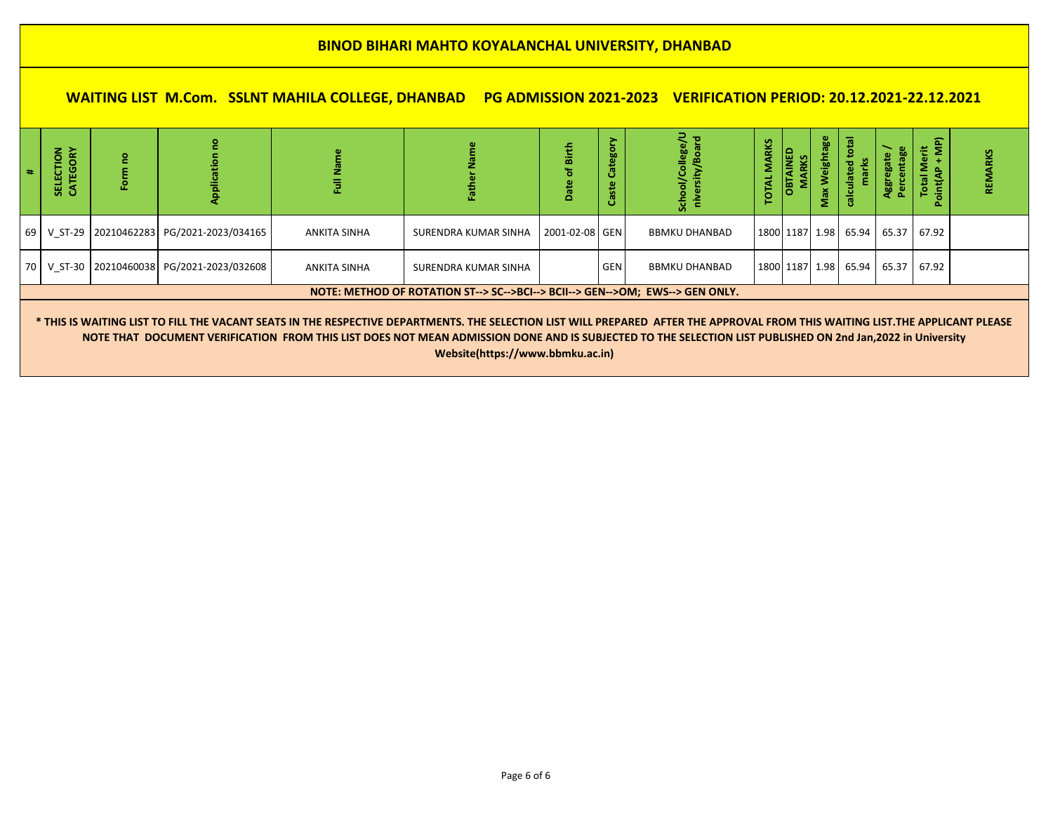# BINOD BIHARI MAHTO KOYALANCHAL UNIVERSITY, DHANBAD

## WAITING LIST M.Com. SSLNT MAHILA COLLEGE, DHANBAD PG ADMISSION 2021-2023 VERIFICATION PERIOD: 20.12.2021-22.12.2021

| # | SELECTION CATEGORY | Form no | Application no | Full Name | Father Name | Date of Birth | Caste Category | School/College/University/Board | TOTAL MARKS | OBTAINED MARKS | Max Weightage | calculated total marks | Aggregate / Percentage | Total Merit Point(AP + MP) | REMARKS |
|---|---|---|---|---|---|---|---|---|---|---|---|---|---|---|---|
| 69 | V_ST-29 | 20210462283 | PG/2021-2023/034165 | ANKITA SINHA | SURENDRA KUMAR SINHA | 2001-02-08 | GEN | BBMKU DHANBAD | 1800 | 1187 | 1.98 | 65.94 | 65.37 | 67.92 | |
| 70 | V_ST-30 | 20210460038 | PG/2021-2023/032608 | ANKITA SINHA | SURENDRA KUMAR SINHA | | GEN | BBMKU DHANBAD | 1800 | 1187 | 1.98 | 65.94 | 65.37 | 67.92 | |

**NOTE: METHOD OF ROTATION ST--> SC-->BCI--> BCII--> GEN-->OM; EWS--> GEN ONLY.**

**\* THIS IS WAITING LIST TO FILL THE VACANT SEATS IN THE RESPECTIVE DEPARTMENTS. THE SELECTION LIST WILL PREPARED AFTER THE APPROVAL FROM THIS WAITING LIST.THE APPLICANT PLEASE NOTE THAT DOCUMENT VERIFICATION FROM THIS LIST DOES NOT MEAN ADMISSION DONE AND IS SUBJECTED TO THE SELECTION LIST PUBLISHED ON 2nd Jan,2022 in University Website(https://www.bbmku.ac.in)**